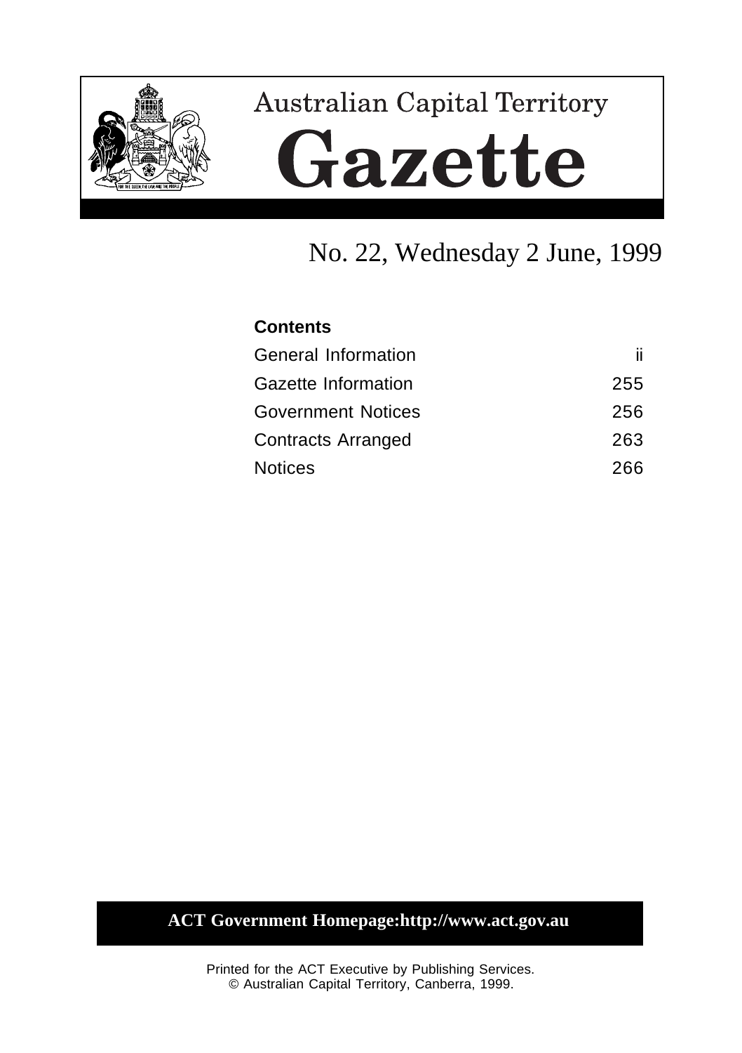# Australian Capital Territory

# Gazette

## No. 22, Wednesday 2 June, 1999

**Contents**

| | |
|---|---|
| General Information | ii |
| Gazette Information | 255 |
| Government Notices | 256 |
| Contracts Arranged | 263 |
| Notices | 266 |

**ACT Government Homepage:http://www.act.gov.au**

Printed for the ACT Executive by Publishing Services.
© Australian Capital Territory, Canberra, 1999.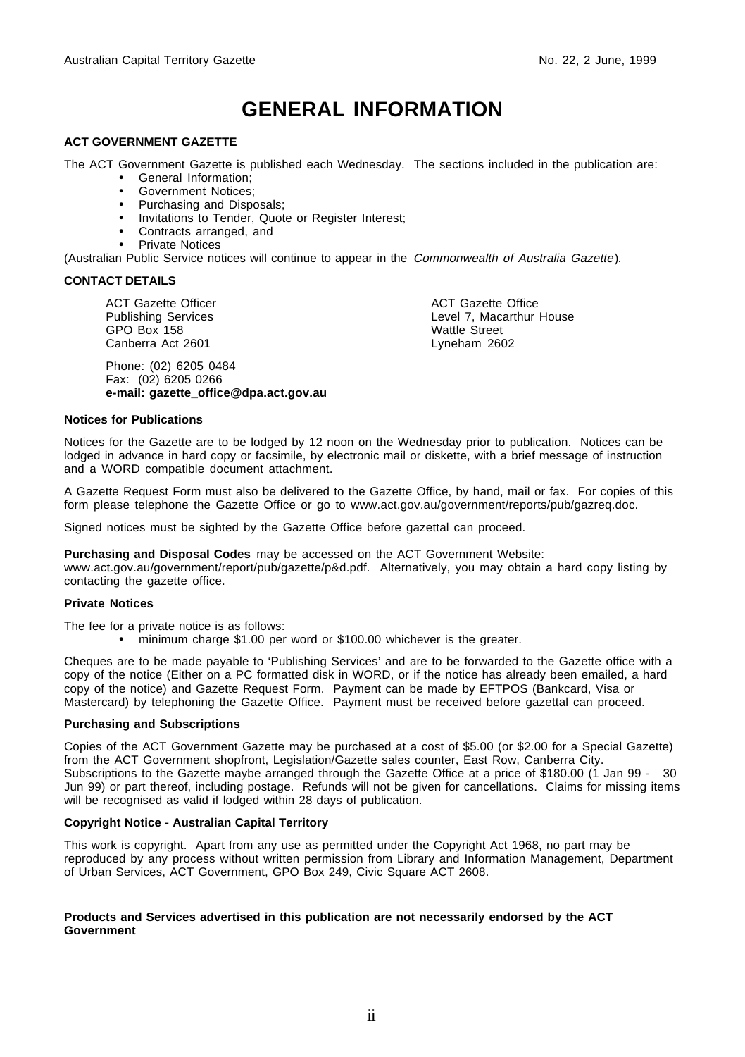# GENERAL INFORMATION

**ACT GOVERNMENT GAZETTE**

The ACT Government Gazette is published each Wednesday. The sections included in the publication are:

- General Information;
- Government Notices;
- Purchasing and Disposals;
- Invitations to Tender, Quote or Register Interest;
- Contracts arranged, and
- Private Notices

(Australian Public Service notices will continue to appear in the *Commonwealth of Australia Gazette*).

**CONTACT DETAILS**

ACT Gazette Officer
Publishing Services
GPO Box 158
Canberra Act 2601

ACT Gazette Office
Level 7, Macarthur House
Wattle Street
Lyneham 2602

Phone: (02) 6205 0484
Fax: (02) 6205 0266
**e-mail: gazette_office@dpa.act.gov.au**

**Notices for Publications**

Notices for the Gazette are to be lodged by 12 noon on the Wednesday prior to publication. Notices can be lodged in advance in hard copy or facsimile, by electronic mail or diskette, with a brief message of instruction and a WORD compatible document attachment.

A Gazette Request Form must also be delivered to the Gazette Office, by hand, mail or fax. For copies of this form please telephone the Gazette Office or go to www.act.gov.au/government/reports/pub/gazreq.doc.

Signed notices must be sighted by the Gazette Office before gazettal can proceed.

**Purchasing and Disposal Codes** may be accessed on the ACT Government Website: www.act.gov.au/government/report/pub/gazette/p&d.pdf. Alternatively, you may obtain a hard copy listing by contacting the gazette office.

**Private Notices**

The fee for a private notice is as follows:

- minimum charge $1.00 per word or $100.00 whichever is the greater.

Cheques are to be made payable to 'Publishing Services' and are to be forwarded to the Gazette office with a copy of the notice (Either on a PC formatted disk in WORD, or if the notice has already been emailed, a hard copy of the notice) and Gazette Request Form. Payment can be made by EFTPOS (Bankcard, Visa or Mastercard) by telephoning the Gazette Office. Payment must be received before gazettal can proceed.

**Purchasing and Subscriptions**

Copies of the ACT Government Gazette may be purchased at a cost of $5.00 (or $2.00 for a Special Gazette) from the ACT Government shopfront, Legislation/Gazette sales counter, East Row, Canberra City. Subscriptions to the Gazette maybe arranged through the Gazette Office at a price of $180.00 (1 Jan 99 - 30 Jun 99) or part thereof, including postage. Refunds will not be given for cancellations. Claims for missing items will be recognised as valid if lodged within 28 days of publication.

**Copyright Notice - Australian Capital Territory**

This work is copyright. Apart from any use as permitted under the Copyright Act 1968, no part may be reproduced by any process without written permission from Library and Information Management, Department of Urban Services, ACT Government, GPO Box 249, Civic Square ACT 2608.

**Products and Services advertised in this publication are not necessarily endorsed by the ACT Government**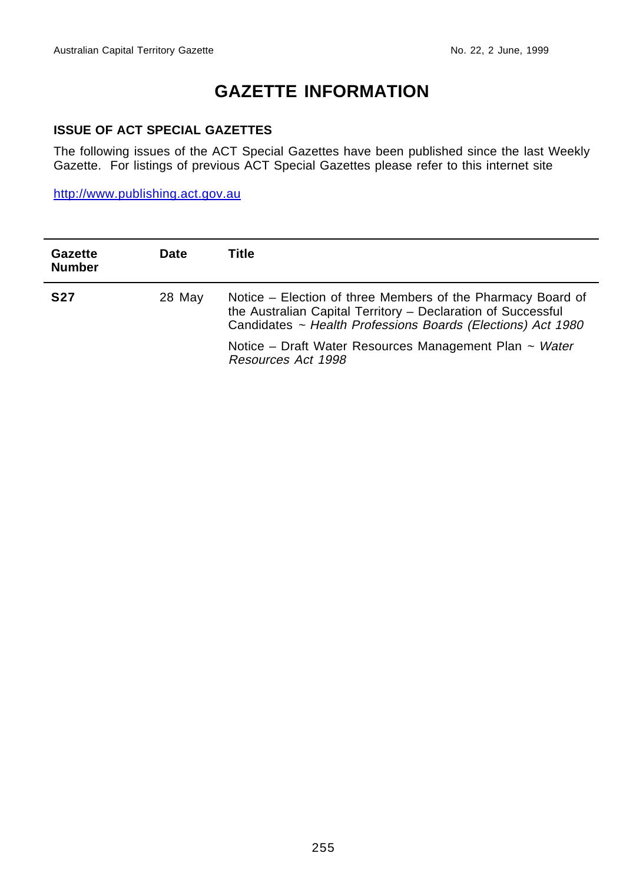# GAZETTE INFORMATION

## ISSUE OF ACT SPECIAL GAZETTES

The following issues of the ACT Special Gazettes have been published since the last Weekly Gazette. For listings of previous ACT Special Gazettes please refer to this internet site

http://www.publishing.act.gov.au

| Gazette Number | Date | Title |
|---|---|---|
| **S27** | 28 May | Notice – Election of three Members of the Pharmacy Board of the Australian Capital Territory – Declaration of Successful Candidates ~ *Health Professions Boards (Elections) Act 1980* |
| | | Notice – Draft Water Resources Management Plan ~ *Water Resources Act 1998* |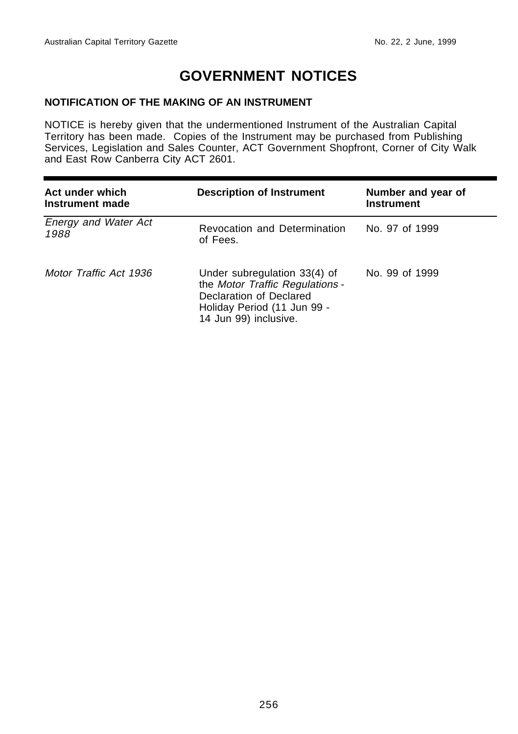# GOVERNMENT NOTICES

**NOTIFICATION OF THE MAKING OF AN INSTRUMENT**

NOTICE is hereby given that the undermentioned Instrument of the Australian Capital Territory has been made. Copies of the Instrument may be purchased from Publishing Services, Legislation and Sales Counter, ACT Government Shopfront, Corner of City Walk and East Row Canberra City ACT 2601.

| Act under which Instrument made | Description of Instrument | Number and year of Instrument |
|---|---|---|
| *Energy and Water Act 1988* | Revocation and Determination of Fees. | No. 97 of 1999 |
| *Motor Traffic Act 1936* | Under subregulation 33(4) of the *Motor Traffic Regulations* - Declaration of Declared Holiday Period (11 Jun 99 - 14 Jun 99) inclusive. | No. 99 of 1999 |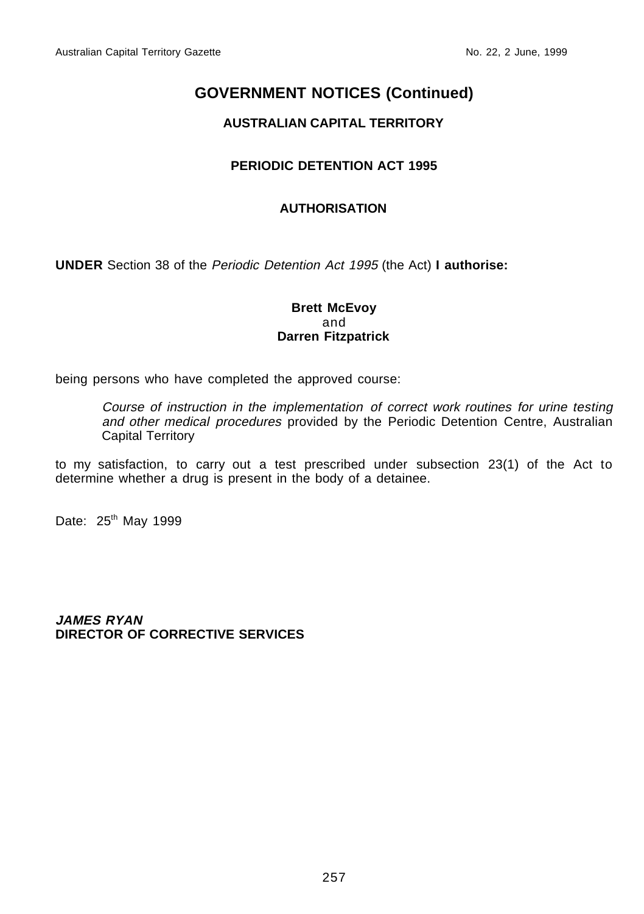# GOVERNMENT NOTICES (Continued)

## AUSTRALIAN CAPITAL TERRITORY

## PERIODIC DETENTION ACT 1995

## AUTHORISATION

**UNDER** Section 38 of the *Periodic Detention Act 1995* (the Act) **I authorise:**

**Brett McEvoy**
and
**Darren Fitzpatrick**

being persons who have completed the approved course:

> *Course of instruction in the implementation of correct work routines for urine testing and other medical procedures* provided by the Periodic Detention Centre, Australian Capital Territory

to my satisfaction, to carry out a test prescribed under subsection 23(1) of the Act to determine whether a drug is present in the body of a detainee.

Date: 25th May 1999

***JAMES RYAN***
**DIRECTOR OF CORRECTIVE SERVICES**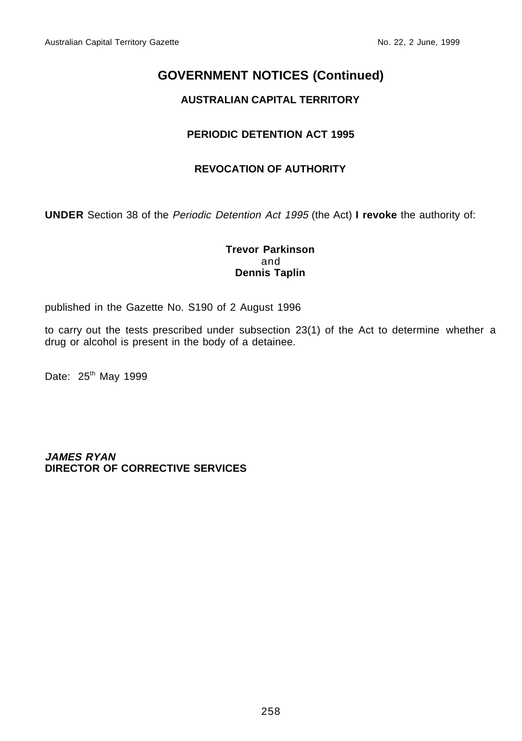# GOVERNMENT NOTICES (Continued)

## AUSTRALIAN CAPITAL TERRITORY

### PERIODIC DETENTION ACT 1995

### REVOCATION OF AUTHORITY

**UNDER** Section 38 of the *Periodic Detention Act 1995* (the Act) **I revoke** the authority of:

**Trevor Parkinson**
and
**Dennis Taplin**

published in the Gazette No. S190 of 2 August 1996

to carry out the tests prescribed under subsection 23(1) of the Act to determine whether a drug or alcohol is present in the body of a detainee.

Date: 25th May 1999

***JAMES RYAN***
**DIRECTOR OF CORRECTIVE SERVICES**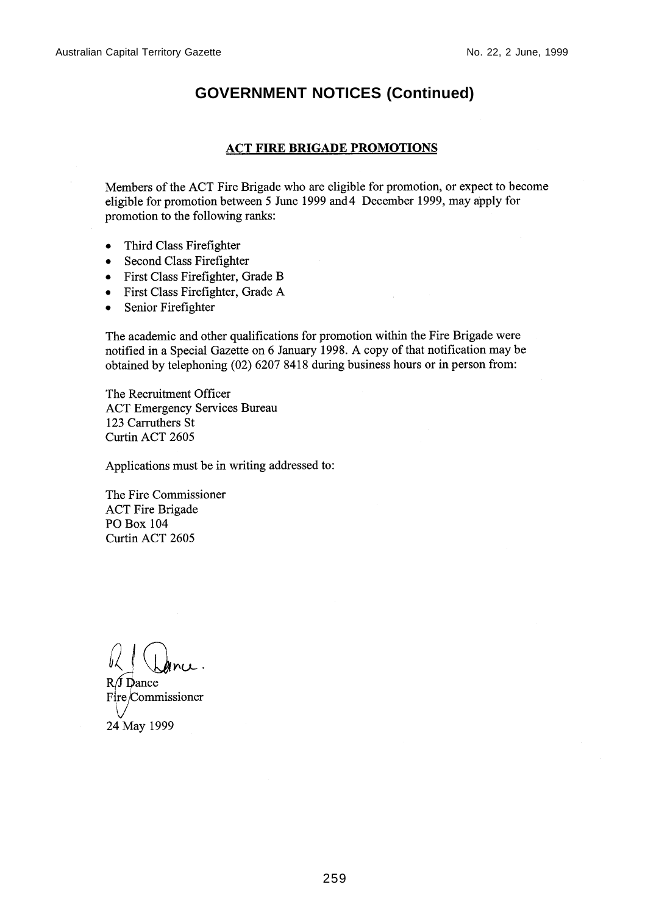## GOVERNMENT NOTICES (Continued)

### ACT FIRE BRIGADE PROMOTIONS

Members of the ACT Fire Brigade who are eligible for promotion, or expect to become eligible for promotion between 5 June 1999 and 4 December 1999, may apply for promotion to the following ranks:

- Third Class Firefighter
- Second Class Firefighter
- First Class Firefighter, Grade B
- First Class Firefighter, Grade A
- Senior Firefighter

The academic and other qualifications for promotion within the Fire Brigade were notified in a Special Gazette on 6 January 1998. A copy of that notification may be obtained by telephoning (02) 6207 8418 during business hours or in person from:

The Recruitment Officer
ACT Emergency Services Bureau
123 Carruthers St
Curtin ACT 2605

Applications must be in writing addressed to:

The Fire Commissioner
ACT Fire Brigade
PO Box 104
Curtin ACT 2605

R J Dance
Fire Commissioner

24 May 1999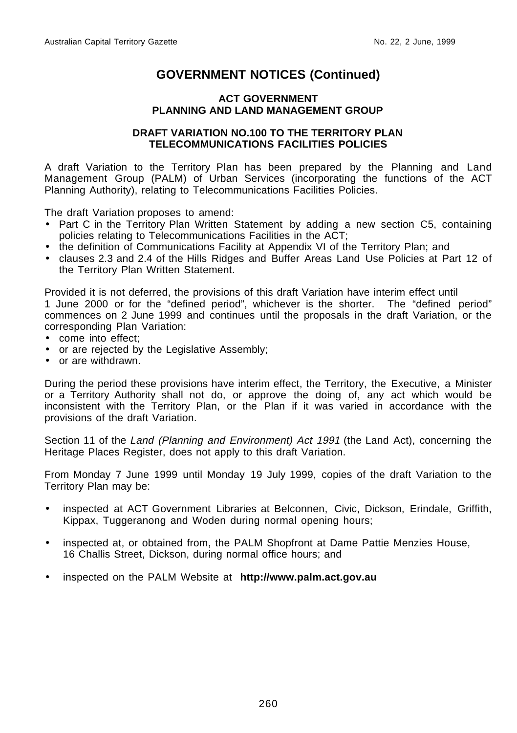# GOVERNMENT NOTICES (Continued)

## ACT GOVERNMENT
## PLANNING AND LAND MANAGEMENT GROUP

### DRAFT VARIATION NO.100 TO THE TERRITORY PLAN
### TELECOMMUNICATIONS FACILITIES POLICIES

A draft Variation to the Territory Plan has been prepared by the Planning and Land Management Group (PALM) of Urban Services (incorporating the functions of the ACT Planning Authority), relating to Telecommunications Facilities Policies.

The draft Variation proposes to amend:

- Part C in the Territory Plan Written Statement by adding a new section C5, containing policies relating to Telecommunications Facilities in the ACT;
- the definition of Communications Facility at Appendix VI of the Territory Plan; and
- clauses 2.3 and 2.4 of the Hills Ridges and Buffer Areas Land Use Policies at Part 12 of the Territory Plan Written Statement.

Provided it is not deferred, the provisions of this draft Variation have interim effect until 1 June 2000 or for the "defined period", whichever is the shorter. The "defined period" commences on 2 June 1999 and continues until the proposals in the draft Variation, or the corresponding Plan Variation:

- come into effect;
- or are rejected by the Legislative Assembly;
- or are withdrawn.

During the period these provisions have interim effect, the Territory, the Executive, a Minister or a Territory Authority shall not do, or approve the doing of, any act which would be inconsistent with the Territory Plan, or the Plan if it was varied in accordance with the provisions of the draft Variation.

Section 11 of the *Land (Planning and Environment) Act 1991* (the Land Act), concerning the Heritage Places Register, does not apply to this draft Variation.

From Monday 7 June 1999 until Monday 19 July 1999, copies of the draft Variation to the Territory Plan may be:

- inspected at ACT Government Libraries at Belconnen, Civic, Dickson, Erindale, Griffith, Kippax, Tuggeranong and Woden during normal opening hours;
- inspected at, or obtained from, the PALM Shopfront at Dame Pattie Menzies House, 16 Challis Street, Dickson, during normal office hours; and
- inspected on the PALM Website at **http://www.palm.act.gov.au**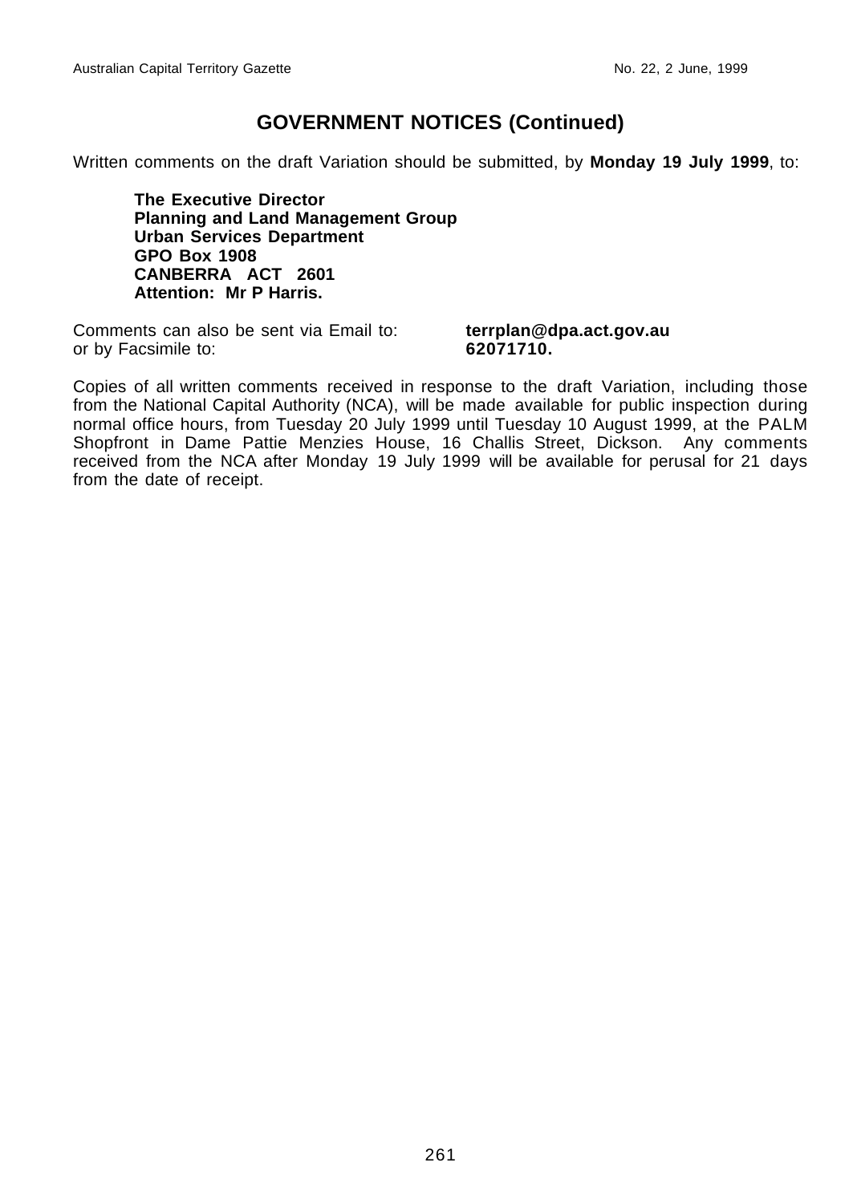## GOVERNMENT NOTICES (Continued)

Written comments on the draft Variation should be submitted, by **Monday 19 July 1999**, to:

> **The Executive Director**
> **Planning and Land Management Group**
> **Urban Services Department**
> **GPO Box 1908**
> **CANBERRA ACT 2601**
> **Attention: Mr P Harris.**

Comments can also be sent via Email to: **terrplan@dpa.act.gov.au**
or by Facsimile to: **62071710.**

Copies of all written comments received in response to the draft Variation, including those from the National Capital Authority (NCA), will be made available for public inspection during normal office hours, from Tuesday 20 July 1999 until Tuesday 10 August 1999, at the PALM Shopfront in Dame Pattie Menzies House, 16 Challis Street, Dickson. Any comments received from the NCA after Monday 19 July 1999 will be available for perusal for 21 days from the date of receipt.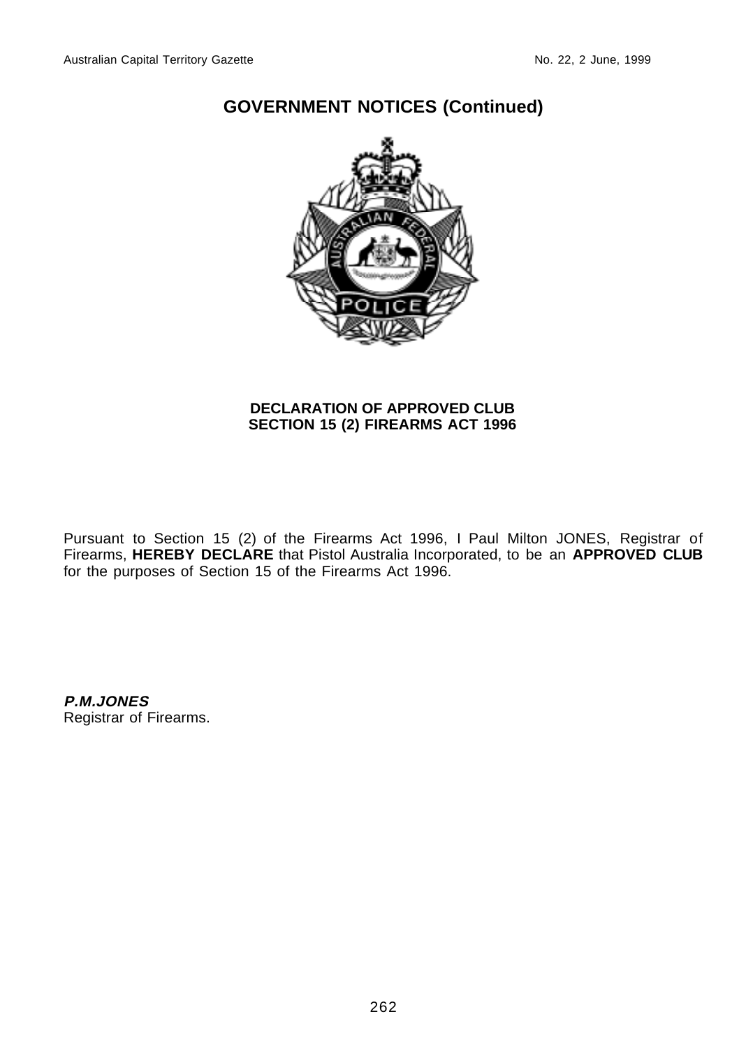## GOVERNMENT NOTICES (Continued)

**DECLARATION OF APPROVED CLUB**
**SECTION 15 (2) FIREARMS ACT 1996**

Pursuant to Section 15 (2) of the Firearms Act 1996, I Paul Milton JONES, Registrar of Firearms, **HEREBY DECLARE** that Pistol Australia Incorporated, to be an **APPROVED CLUB** for the purposes of Section 15 of the Firearms Act 1996.

***P.M.JONES***
Registrar of Firearms.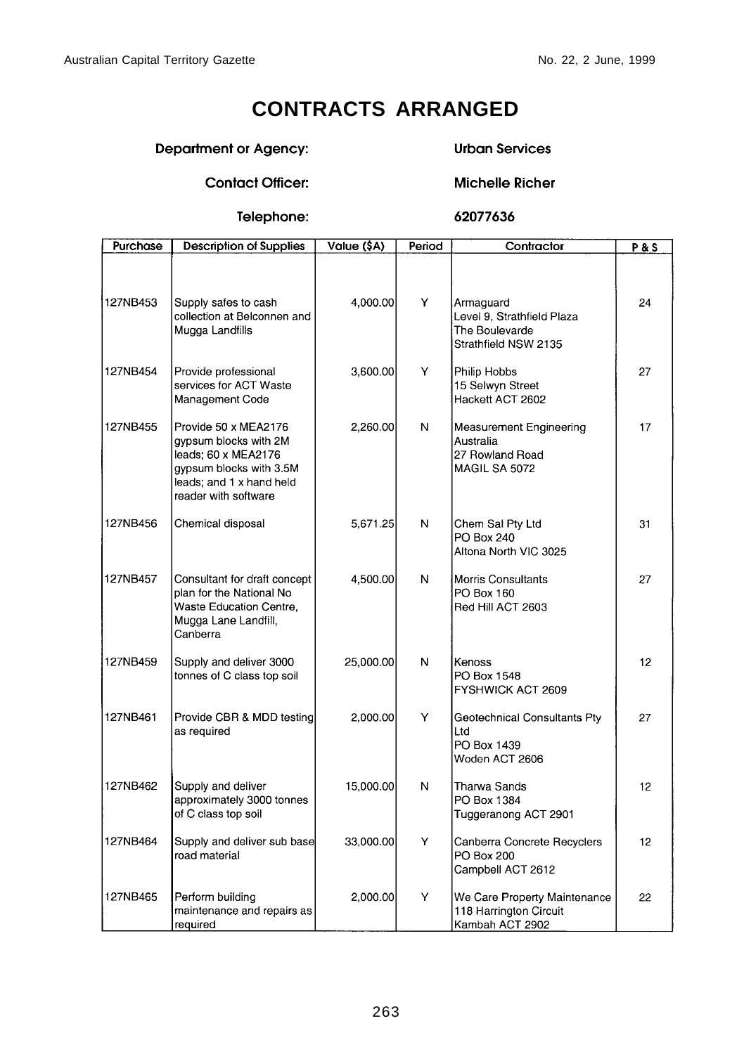# CONTRACTS ARRANGED

**Department or Agency:** **Urban Services**

**Contact Officer:** **Michelle Richer**

**Telephone:** **62077636**

| Purchase | Description of Supplies | Value ($A) | Period | Contractor | P & S |
|---|---|---|---|---|---|
| 127NB453 | Supply safes to cash collection at Belconnen and Mugga Landfills | 4,000.00 | Y | Armaguard Level 9, Strathfield Plaza The Boulevarde Strathfield NSW 2135 | 24 |
| 127NB454 | Provide professional services for ACT Waste Management Code | 3,600.00 | Y | Philip Hobbs 15 Selwyn Street Hackett ACT 2602 | 27 |
| 127NB455 | Provide 50 x MEA2176 gypsum blocks with 2M leads; 60 x MEA2176 gypsum blocks with 3.5M leads; and 1 x hand held reader with software | 2,260.00 | N | Measurement Engineering Australia 27 Rowland Road MAGIL SA 5072 | 17 |
| 127NB456 | Chemical disposal | 5,671.25 | N | Chem Sal Pty Ltd PO Box 240 Altona North VIC 3025 | 31 |
| 127NB457 | Consultant for draft concept plan for the National No Waste Education Centre, Mugga Lane Landfill, Canberra | 4,500.00 | N | Morris Consultants PO Box 160 Red Hill ACT 2603 | 27 |
| 127NB459 | Supply and deliver 3000 tonnes of C class top soil | 25,000.00 | N | Kenoss PO Box 1548 FYSHWICK ACT 2609 | 12 |
| 127NB461 | Provide CBR & MDD testing as required | 2,000.00 | Y | Geotechnical Consultants Pty Ltd PO Box 1439 Woden ACT 2606 | 27 |
| 127NB462 | Supply and deliver approximately 3000 tonnes of C class top soil | 15,000.00 | N | Tharwa Sands PO Box 1384 Tuggeranong ACT 2901 | 12 |
| 127NB464 | Supply and deliver sub base road material | 33,000.00 | Y | Canberra Concrete Recyclers PO Box 200 Campbell ACT 2612 | 12 |
| 127NB465 | Perform building maintenance and repairs as required | 2,000.00 | Y | We Care Property Maintenance 118 Harrington Circuit Kambah ACT 2902 | 22 |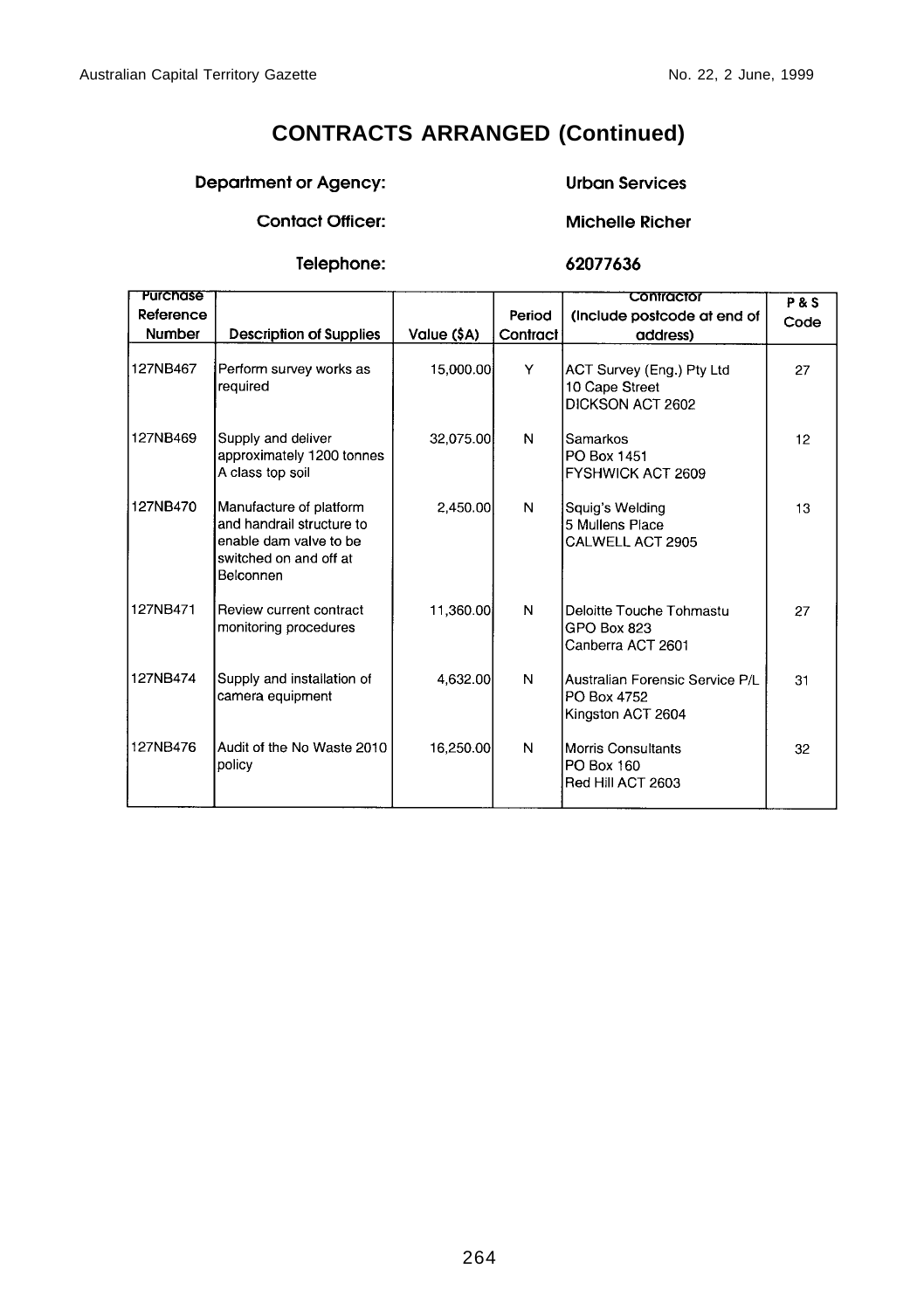# CONTRACTS ARRANGED (Continued)

**Department or Agency:** Urban Services

**Contact Officer:** Michelle Richer

**Telephone:** 62077636

| Purchase Reference Number | Description of Supplies | Value ($A) | Period Contract | Contractor (Include postcode at end of address) | P & S Code |
|---|---|---|---|---|---|
| 127NB467 | Perform survey works as required | 15,000.00 | Y | ACT Survey (Eng.) Pty Ltd 10 Cape Street DICKSON ACT 2602 | 27 |
| 127NB469 | Supply and deliver approximately 1200 tonnes A class top soil | 32,075.00 | N | Samarkos PO Box 1451 FYSHWICK ACT 2609 | 12 |
| 127NB470 | Manufacture of platform and handrail structure to enable dam valve to be switched on and off at Belconnen | 2,450.00 | N | Squig's Welding 5 Mullens Place CALWELL ACT 2905 | 13 |
| 127NB471 | Review current contract monitoring procedures | 11,360.00 | N | Deloitte Touche Tohmastu GPO Box 823 Canberra ACT 2601 | 27 |
| 127NB474 | Supply and installation of camera equipment | 4,632.00 | N | Australian Forensic Service P/L PO Box 4752 Kingston ACT 2604 | 31 |
| 127NB476 | Audit of the No Waste 2010 policy | 16,250.00 | N | Morris Consultants PO Box 160 Red Hill ACT 2603 | 32 |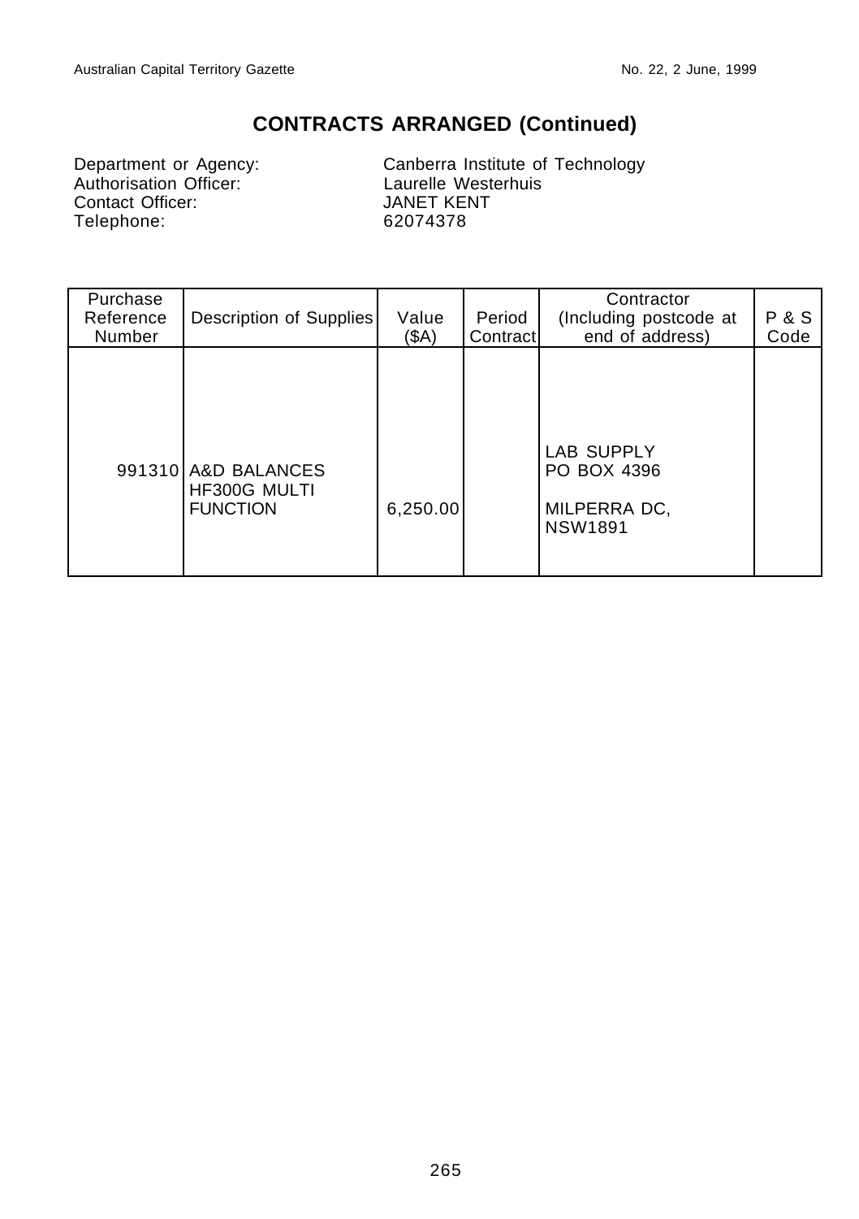## CONTRACTS ARRANGED (Continued)

Department or Agency: Canberra Institute of Technology
Authorisation Officer: Laurelle Westerhuis
Contact Officer: JANET KENT
Telephone: 62074378

| Purchase Reference Number | Description of Supplies | Value ($A) | Period Contract | Contractor (Including postcode at end of address) | P & S Code |
|---|---|---|---|---|---|
| 991310 | A&D BALANCES HF300G MULTI FUNCTION | 6,250.00 | | LAB SUPPLY PO BOX 4396 MILPERRA DC, NSW1891 | |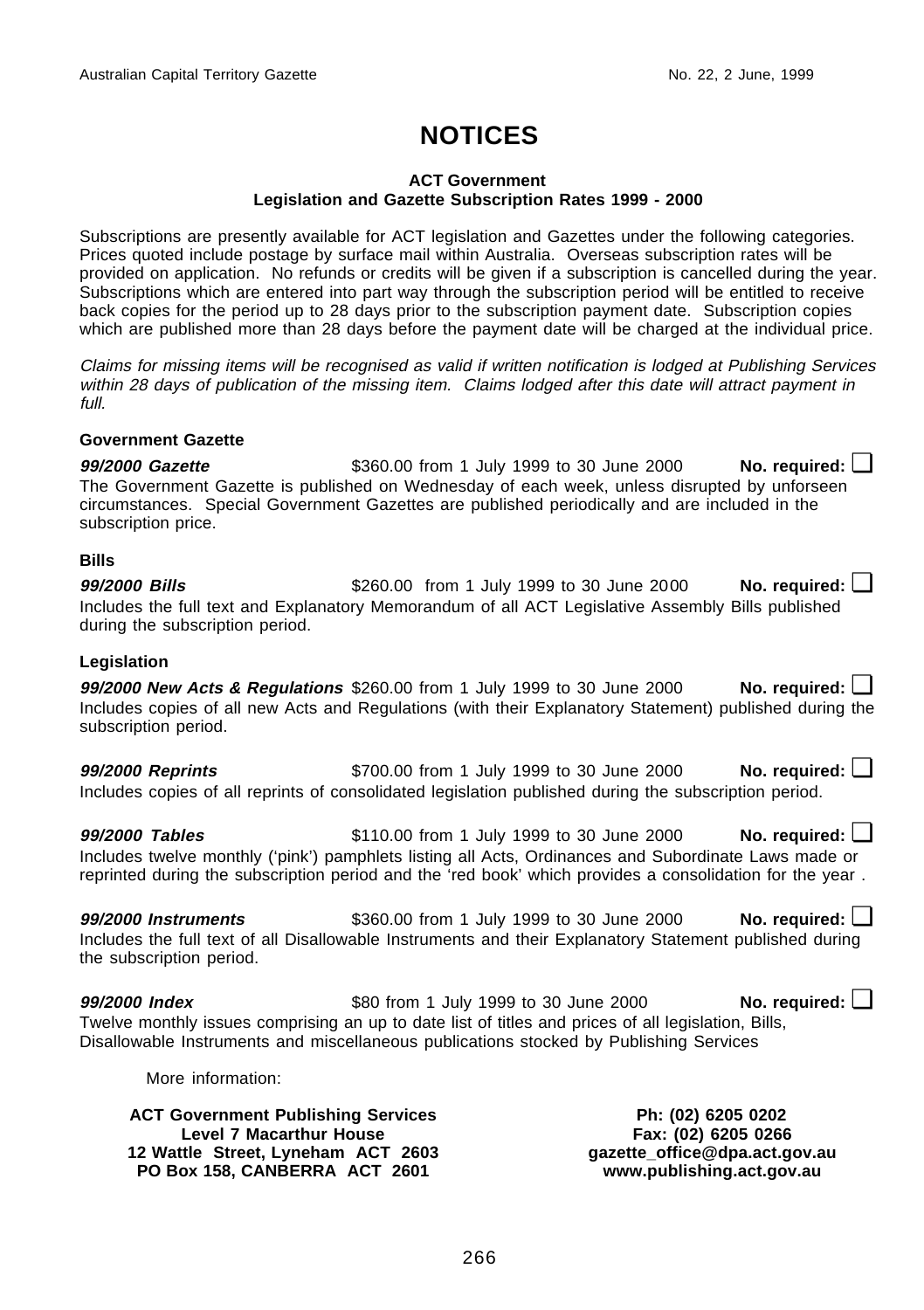# NOTICES

**ACT Government**
**Legislation and Gazette Subscription Rates 1999 - 2000**

Subscriptions are presently available for ACT legislation and Gazettes under the following categories. Prices quoted include postage by surface mail within Australia. Overseas subscription rates will be provided on application. No refunds or credits will be given if a subscription is cancelled during the year. Subscriptions which are entered into part way through the subscription period will be entitled to receive back copies for the period up to 28 days prior to the subscription payment date. Subscription copies which are published more than 28 days before the payment date will be charged at the individual price.

*Claims for missing items will be recognised as valid if written notification is lodged at Publishing Services within 28 days of publication of the missing item. Claims lodged after this date will attract payment in full.*

**Government Gazette**

***99/2000 Gazette*** $360.00 from 1 July 1999 to 30 June 2000 **No. required:** ❑
The Government Gazette is published on Wednesday of each week, unless disrupted by unforseen circumstances. Special Government Gazettes are published periodically and are included in the subscription price.

**Bills**

***99/2000 Bills*** $260.00 from 1 July 1999 to 30 June 2000 **No. required:** ❑
Includes the full text and Explanatory Memorandum of all ACT Legislative Assembly Bills published during the subscription period.

**Legislation**

***99/2000 New Acts & Regulations*** $260.00 from 1 July 1999 to 30 June 2000 **No. required:** ❑
Includes copies of all new Acts and Regulations (with their Explanatory Statement) published during the subscription period.

***99/2000 Reprints*** $700.00 from 1 July 1999 to 30 June 2000 **No. required:** ❑
Includes copies of all reprints of consolidated legislation published during the subscription period.

***99/2000 Tables*** $110.00 from 1 July 1999 to 30 June 2000 **No. required:** ❑
Includes twelve monthly ('pink') pamphlets listing all Acts, Ordinances and Subordinate Laws made or reprinted during the subscription period and the 'red book' which provides a consolidation for the year .

***99/2000 Instruments*** $360.00 from 1 July 1999 to 30 June 2000 **No. required:** ❑
Includes the full text of all Disallowable Instruments and their Explanatory Statement published during the subscription period.

***99/2000 Index*** $80 from 1 July 1999 to 30 June 2000 **No. required:** ❑
Twelve monthly issues comprising an up to date list of titles and prices of all legislation, Bills, Disallowable Instruments and miscellaneous publications stocked by Publishing Services

More information:

**ACT Government Publishing Services**
**Level 7 Macarthur House**
**12 Wattle Street, Lyneham ACT 2603**
**PO Box 158, CANBERRA ACT 2601**

**Ph: (02) 6205 0202**
**Fax: (02) 6205 0266**
**gazette_office@dpa.act.gov.au**
**www.publishing.act.gov.au**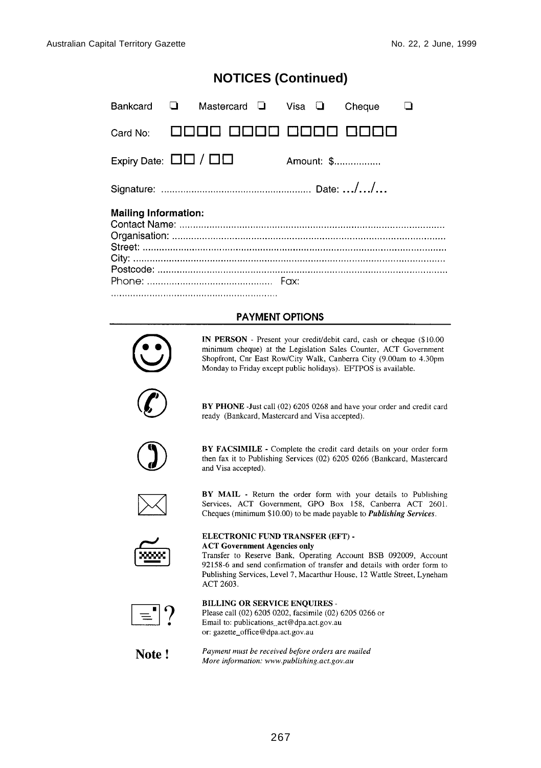## NOTICES (Continued)

Bankcard ❑ Mastercard ❑ Visa ❑ Cheque ❑

Card No: ☐☐☐☐ ☐☐☐☐ ☐☐☐☐ ☐☐☐☐

Expiry Date: ☐☐ / ☐☐ Amount: $................

Signature: ....................................................... Date: .../.../...

**Mailing Information:**

Contact Name: ................................................................................................

Organisation: ...................................................................................................

Street: ...............................................................................................................

City: ..................................................................................................................

Postcode: ..........................................................................................................

Phone: .............................................. Fax:

.............................................................

### PAYMENT OPTIONS

**IN PERSON** - Present your credit/debit card, cash or cheque ($10.00 minimum cheque) at the Legislation Sales Counter, ACT Government Shopfront, Cnr East Row/City Walk, Canberra City (9.00am to 4.30pm Monday to Friday except public holidays). EFTPOS is available.

**BY PHONE** -Just call (02) 6205 0268 and have your order and credit card ready (Bankcard, Mastercard and Visa accepted).

**BY FACSIMILE** - Complete the credit card details on your order form then fax it to Publishing Services (02) 6205 0266 (Bankcard, Mastercard and Visa accepted).

**BY MAIL** - Return the order form with your details to Publishing Services, ACT Government, GPO Box 158, Canberra ACT 2601. Cheques (minimum $10.00) to be made payable to ***Publishing Services***.

**ELECTRONIC FUND TRANSFER (EFT) -**
**ACT Government Agencies only**
Transfer to Reserve Bank, Operating Account BSB 092009, Account 92158-6 and send confirmation of transfer and details with order form to Publishing Services, Level 7, Macarthur House, 12 Wattle Street, Lyneham ACT 2603.

**BILLING OR SERVICE ENQUIRIES** -
Please call (02) 6205 0202, facsimile (02) 6205 0266 or
Email to: publications_act@dpa.act.gov.au
or: gazette_office@dpa.act.gov.au

**Note !** *Payment must be received before orders are mailed*
*More information: www.publishing.act.gov.au*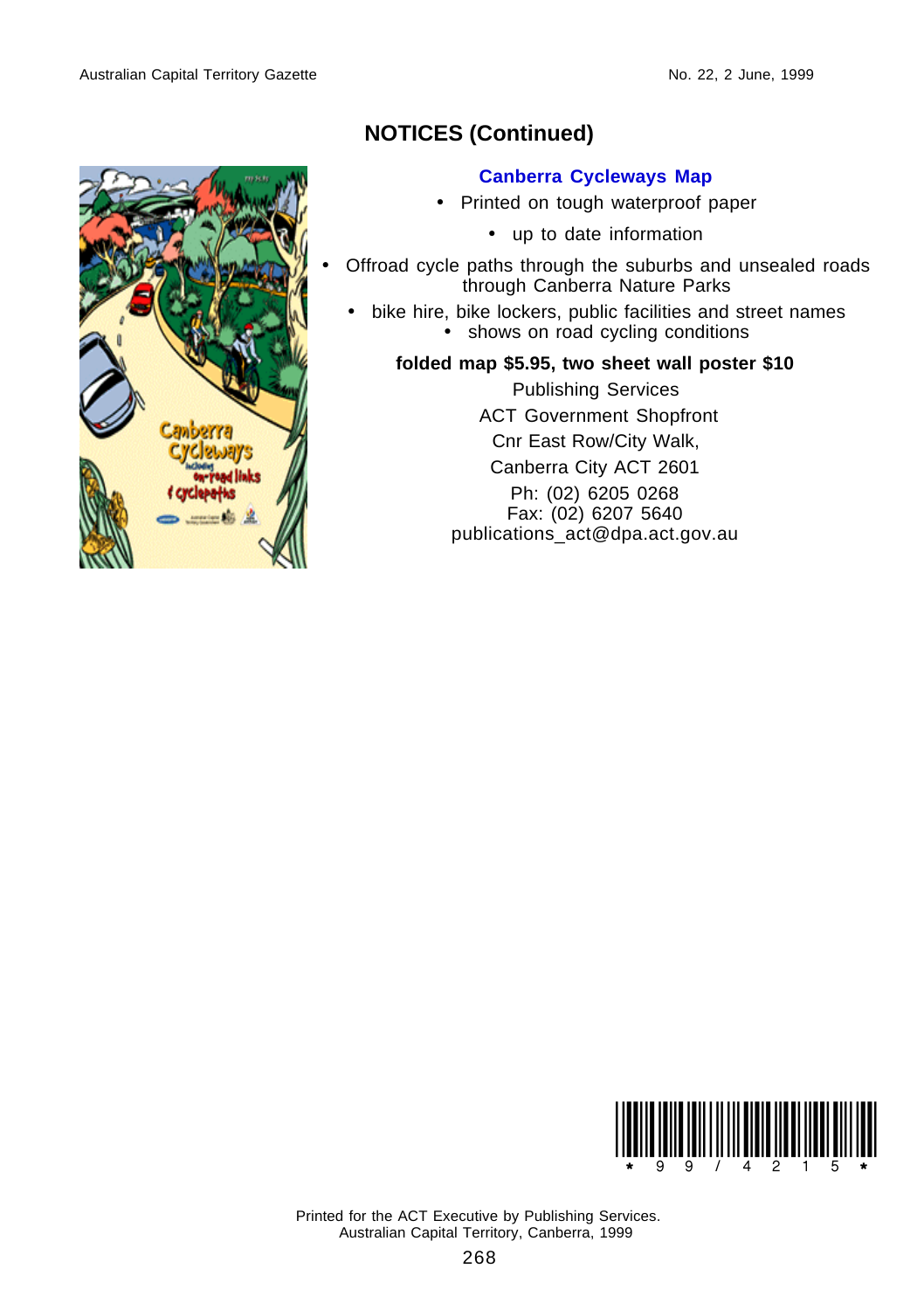## NOTICES (Continued)

### Canberra Cycleways Map

- Printed on tough waterproof paper
- up to date information
- Offroad cycle paths through the suburbs and unsealed roads through Canberra Nature Parks
- bike hire, bike lockers, public facilities and street names
- shows on road cycling conditions

**folded map $5.95, two sheet wall poster $10**

Publishing Services
ACT Government Shopfront
Cnr East Row/City Walk,
Canberra City ACT 2601
Ph: (02) 6205 0268
Fax: (02) 6207 5640
publications_act@dpa.act.gov.au

* 9 9 / 4 2 1 5 *

Printed for the ACT Executive by Publishing Services.
Australian Capital Territory, Canberra, 1999